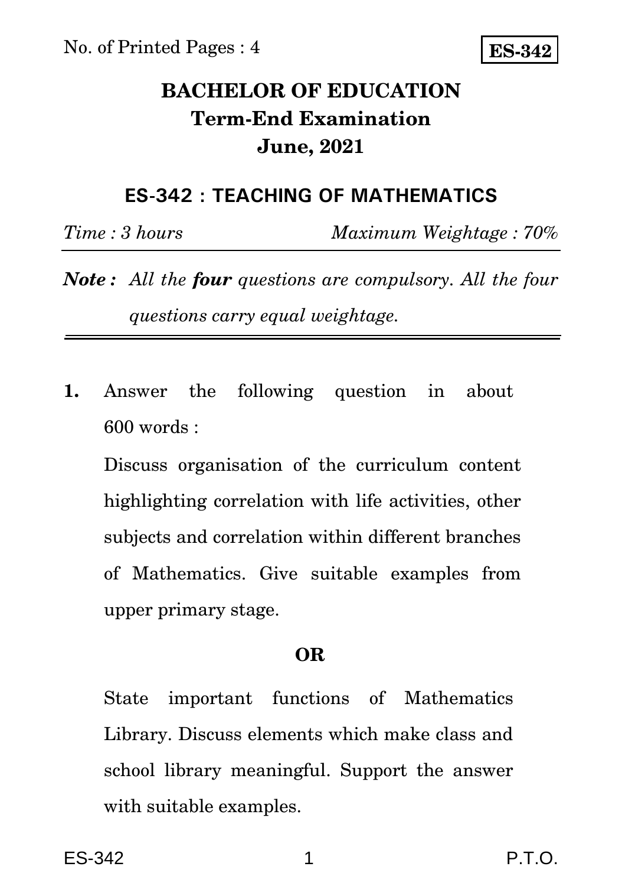No. of Printed Pages : 4

**ES-342**

# BACHELOR OF EDUCATION
## Term-End Examination
## June, 2021

### ES-342 : TEACHING OF MATHEMATICS

*Time : 3 hours* *Maximum Weightage : 70%*

***Note :*** *All the **four** questions are compulsory. All the four questions carry equal weightage.*

---

**1.** Answer the following question in about 600 words :

Discuss organisation of the curriculum content highlighting correlation with life activities, other subjects and correlation within different branches of Mathematics. Give suitable examples from upper primary stage.

**OR**

State important functions of Mathematics Library. Discuss elements which make class and school library meaningful. Support the answer with suitable examples.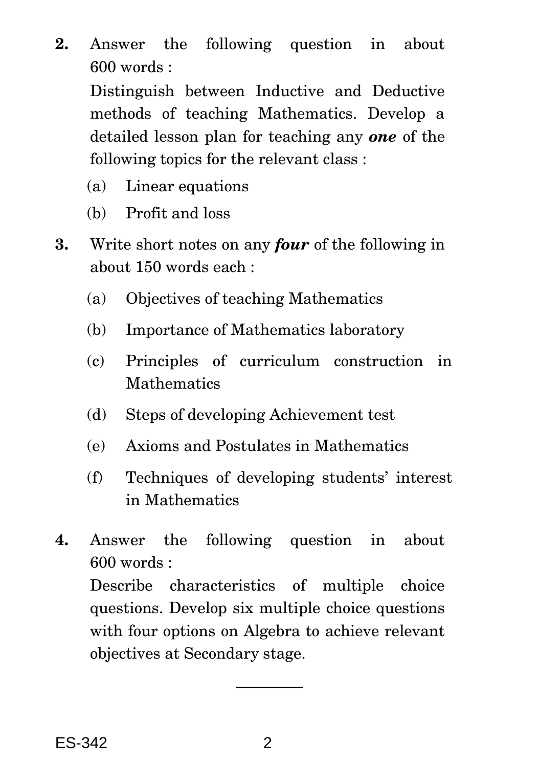**2.** Answer the following question in about 600 words :

Distinguish between Inductive and Deductive methods of teaching Mathematics. Develop a detailed lesson plan for teaching any ***one*** of the following topics for the relevant class :

(a) Linear equations

(b) Profit and loss

**3.** Write short notes on any ***four*** of the following in about 150 words each :

(a) Objectives of teaching Mathematics

(b) Importance of Mathematics laboratory

(c) Principles of curriculum construction in Mathematics

(d) Steps of developing Achievement test

(e) Axioms and Postulates in Mathematics

(f) Techniques of developing students' interest in Mathematics

**4.** Answer the following question in about 600 words :

Describe characteristics of multiple choice questions. Develop six multiple choice questions with four options on Algebra to achieve relevant objectives at Secondary stage.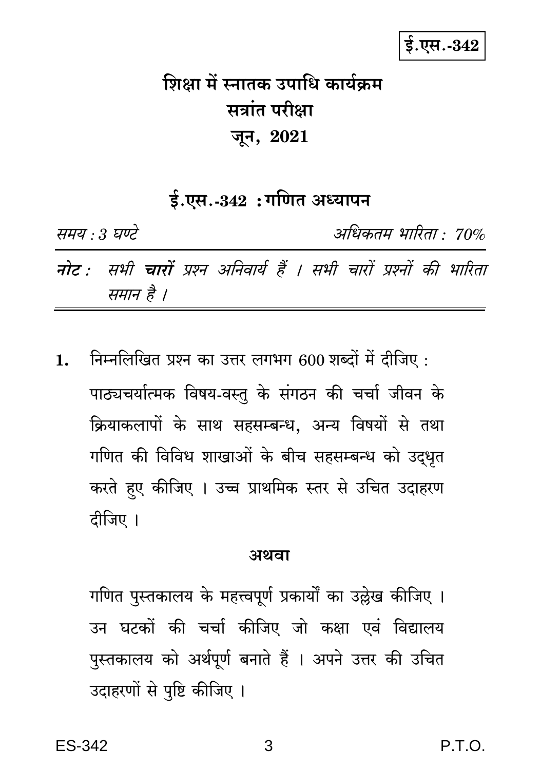ई.एस.-342

# शिक्षा में स्नातक उपाधि कार्यक्रम

## सत्रांत परीक्षा

## जून, 2021

## ई.एस.-342 : गणित अध्यापन

*समय : 3 घण्टे* *अधिकतम भारिता : 70%*

***नोट :*** *सभी* ***चारों*** *प्रश्न अनिवार्य हैं । सभी चारों प्रश्नों की भारिता समान है ।*

---

**1.** निम्नलिखित प्रश्न का उत्तर लगभग 600 शब्दों में दीजिए :

पाठ्यचर्यात्मक विषय-वस्तु के संगठन की चर्चा जीवन के क्रियाकलापों के साथ सहसम्बन्ध, अन्य विषयों से तथा गणित की विविध शाखाओं के बीच सहसम्बन्ध को उद्धृत करते हुए कीजिए । उच्च प्राथमिक स्तर से उचित उदाहरण दीजिए ।

**अथवा**

गणित पुस्तकालय के महत्त्वपूर्ण प्रकार्यों का उल्लेख कीजिए । उन घटकों की चर्चा कीजिए जो कक्षा एवं विद्यालय पुस्तकालय को अर्थपूर्ण बनाते हैं । अपने उत्तर की उचित उदाहरणों से पुष्टि कीजिए ।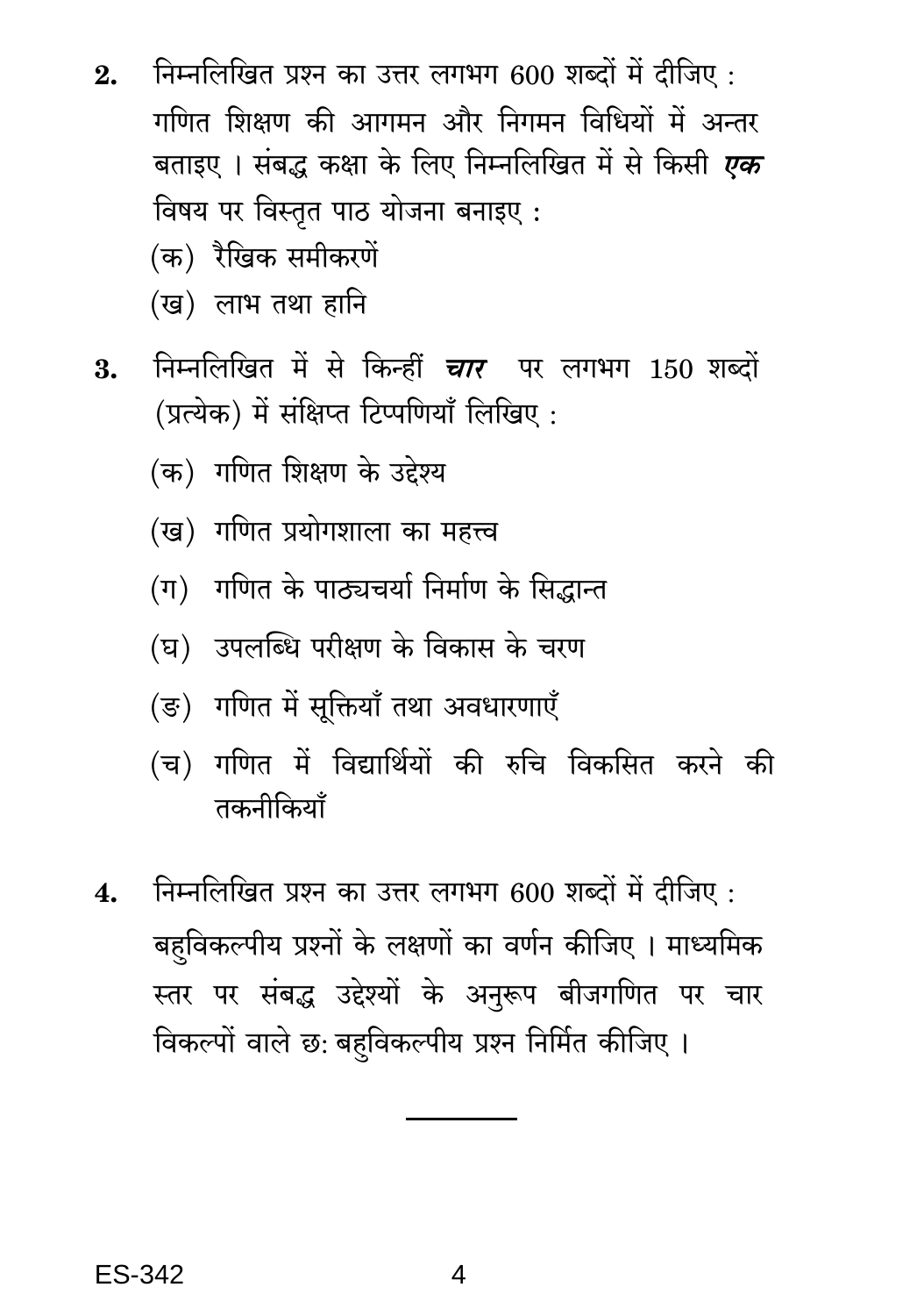**2.** निम्नलिखित प्रश्न का उत्तर लगभग 600 शब्दों में दीजिए :

गणित शिक्षण की आगमन और निगमन विधियों में अन्तर बताइए । संबद्ध कक्षा के लिए निम्नलिखित में से किसी ***एक*** विषय पर विस्तृत पाठ योजना बनाइए :

(क) रैखिक समीकरणें

(ख) लाभ तथा हानि

**3.** निम्नलिखित में से किन्हीं ***चार*** पर लगभग 150 शब्दों (प्रत्येक) में संक्षिप्त टिप्पणियाँ लिखिए :

(क) गणित शिक्षण के उद्देश्य

(ख) गणित प्रयोगशाला का महत्त्व

(ग) गणित के पाठ्यचर्या निर्माण के सिद्धान्त

(घ) उपलब्धि परीक्षण के विकास के चरण

(ङ) गणित में सूक्तियाँ तथा अवधारणाएँ

(च) गणित में विद्यार्थियों की रुचि विकसित करने की तकनीकियाँ

**4.** निम्नलिखित प्रश्न का उत्तर लगभग 600 शब्दों में दीजिए :

बहुविकल्पीय प्रश्नों के लक्षणों का वर्णन कीजिए । माध्यमिक स्तर पर संबद्ध उद्देश्यों के अनुरूप बीजगणित पर चार विकल्पों वाले छः बहुविकल्पीय प्रश्न निर्मित कीजिए ।

ES-342